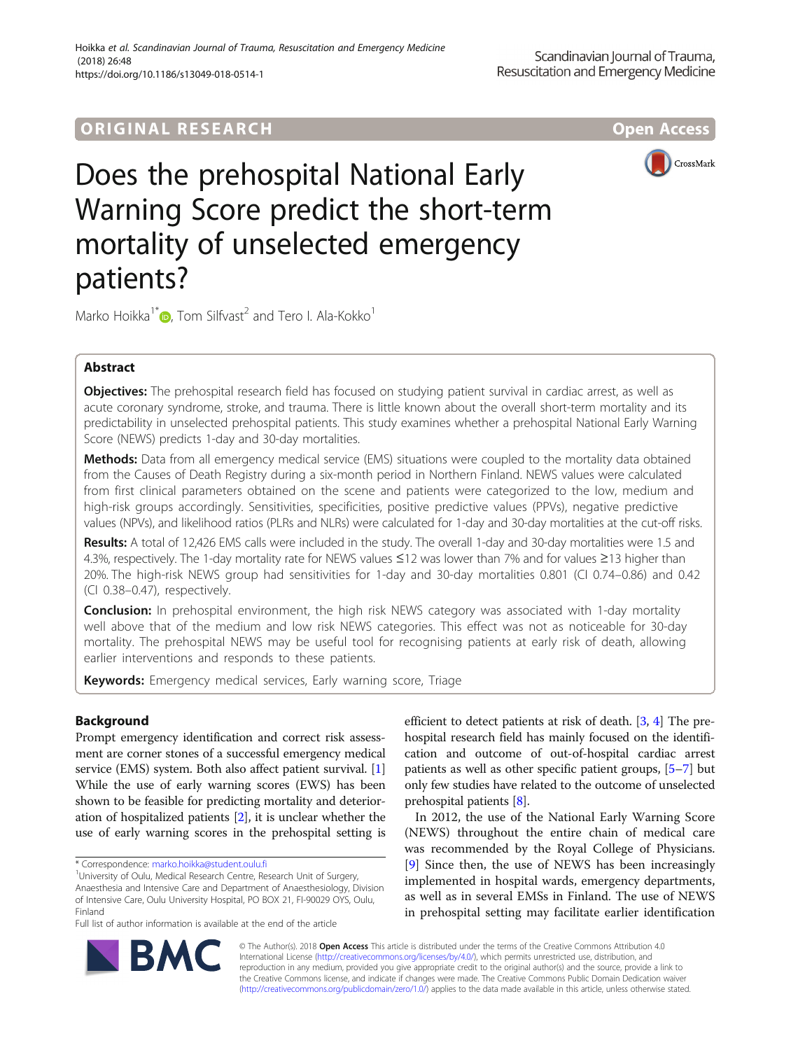ORIGINAL RESEARCH

Open Access

# Does the prehospital National Early Warning Score predict the short-term mortality of unselected emergency patients?

Marko Hoikka[1*], Tom Silfvast[2] and Tero I. Ala-Kokko[1]

## Abstract

**Objectives:** The prehospital research field has focused on studying patient survival in cardiac arrest, as well as acute coronary syndrome, stroke, and trauma. There is little known about the overall short-term mortality and its predictability in unselected prehospital patients. This study examines whether a prehospital National Early Warning Score (NEWS) predicts 1-day and 30-day mortalities.

**Methods:** Data from all emergency medical service (EMS) situations were coupled to the mortality data obtained from the Causes of Death Registry during a six-month period in Northern Finland. NEWS values were calculated from first clinical parameters obtained on the scene and patients were categorized to the low, medium and high-risk groups accordingly. Sensitivities, specificities, positive predictive values (PPVs), negative predictive values (NPVs), and likelihood ratios (PLRs and NLRs) were calculated for 1-day and 30-day mortalities at the cut-off risks.

**Results:** A total of 12,426 EMS calls were included in the study. The overall 1-day and 30-day mortalities were 1.5 and 4.3%, respectively. The 1-day mortality rate for NEWS values ≤12 was lower than 7% and for values ≥13 higher than 20%. The high-risk NEWS group had sensitivities for 1-day and 30-day mortalities 0.801 (CI 0.74–0.86) and 0.42 (CI 0.38–0.47), respectively.

**Conclusion:** In prehospital environment, the high risk NEWS category was associated with 1-day mortality well above that of the medium and low risk NEWS categories. This effect was not as noticeable for 30-day mortality. The prehospital NEWS may be useful tool for recognising patients at early risk of death, allowing earlier interventions and responds to these patients.

**Keywords:** Emergency medical services, Early warning score, Triage

## Background

Prompt emergency identification and correct risk assessment are corner stones of a successful emergency medical service (EMS) system. Both also affect patient survival. [1] While the use of early warning scores (EWS) has been shown to be feasible for predicting mortality and deterioration of hospitalized patients [2], it is unclear whether the use of early warning scores in the prehospital setting is efficient to detect patients at risk of death. [3, 4] The prehospital research field has mainly focused on the identification and outcome of out-of-hospital cardiac arrest patients as well as other specific patient groups, [5–7] but only few studies have related to the outcome of unselected prehospital patients [8].

In 2012, the use of the National Early Warning Score (NEWS) throughout the entire chain of medical care was recommended by the Royal College of Physicians. [9] Since then, the use of NEWS has been increasingly implemented in hospital wards, emergency departments, as well as in several EMSs in Finland. The use of NEWS in prehospital setting may facilitate earlier identification

---

\* Correspondence: marko.hoikka@student.oulu.fi

[1] University of Oulu, Medical Research Centre, Research Unit of Surgery, Anaesthesia and Intensive Care and Department of Anaesthesiology, Division of Intensive Care, Oulu University Hospital, PO BOX 21, FI-90029 OYS, Oulu, Finland

Full list of author information is available at the end of the article

© The Author(s). 2018 **Open Access** This article is distributed under the terms of the Creative Commons Attribution 4.0 International License (http://creativecommons.org/licenses/by/4.0/), which permits unrestricted use, distribution, and reproduction in any medium, provided you give appropriate credit to the original author(s) and the source, provide a link to the Creative Commons license, and indicate if changes were made. The Creative Commons Public Domain Dedication waiver (http://creativecommons.org/publicdomain/zero/1.0/) applies to the data made available in this article, unless otherwise stated.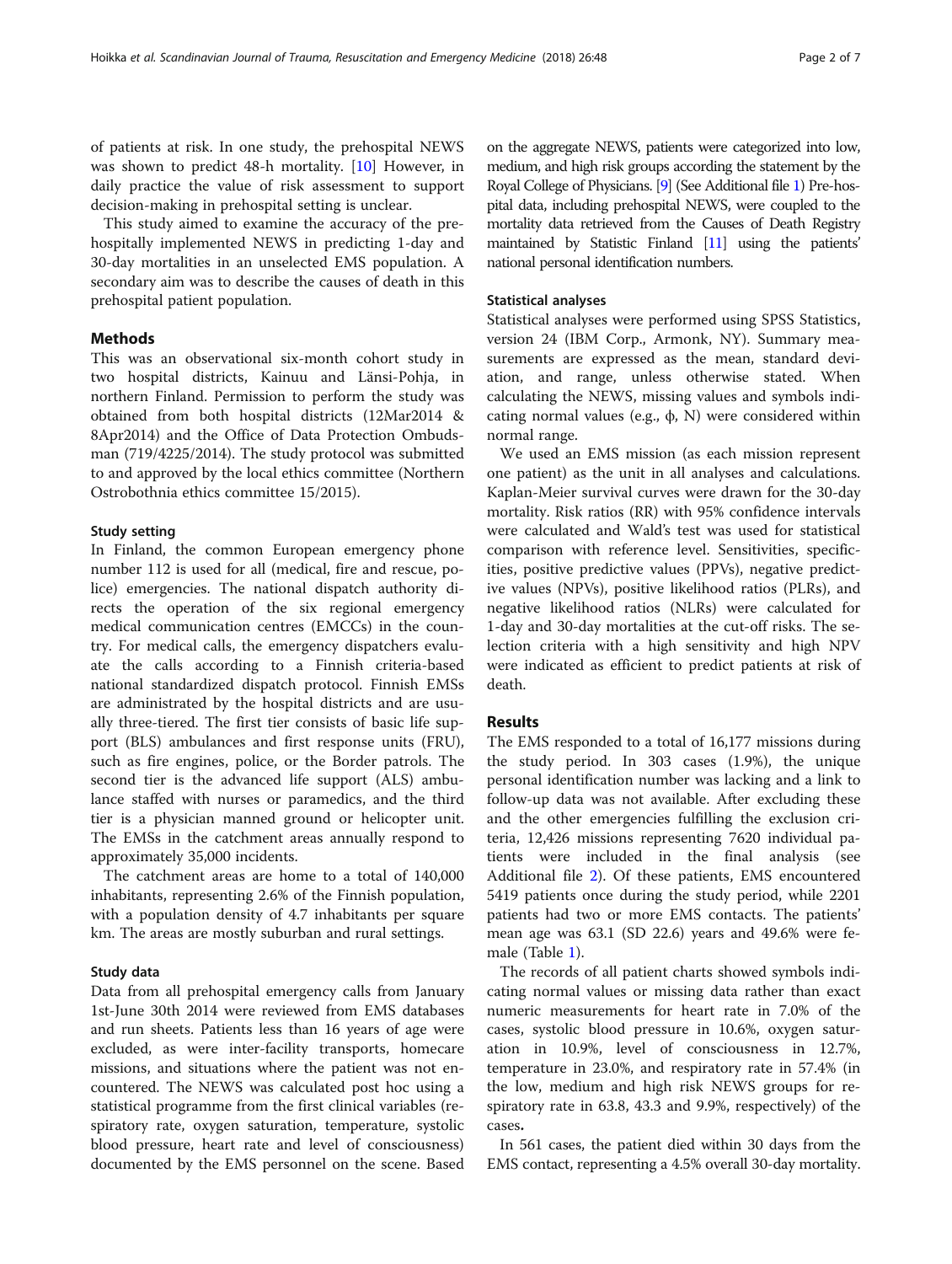of patients at risk. In one study, the prehospital NEWS was shown to predict 48-h mortality. [10] However, in daily practice the value of risk assessment to support decision-making in prehospital setting is unclear.

This study aimed to examine the accuracy of the prehospitally implemented NEWS in predicting 1-day and 30-day mortalities in an unselected EMS population. A secondary aim was to describe the causes of death in this prehospital patient population.

## Methods

This was an observational six-month cohort study in two hospital districts, Kainuu and Länsi-Pohja, in northern Finland. Permission to perform the study was obtained from both hospital districts (12Mar2014 & 8Apr2014) and the Office of Data Protection Ombudsman (719/4225/2014). The study protocol was submitted to and approved by the local ethics committee (Northern Ostrobothnia ethics committee 15/2015).

### Study setting

In Finland, the common European emergency phone number 112 is used for all (medical, fire and rescue, police) emergencies. The national dispatch authority directs the operation of the six regional emergency medical communication centres (EMCCs) in the country. For medical calls, the emergency dispatchers evaluate the calls according to a Finnish criteria-based national standardized dispatch protocol. Finnish EMSs are administrated by the hospital districts and are usually three-tiered. The first tier consists of basic life support (BLS) ambulances and first response units (FRU), such as fire engines, police, or the Border patrols. The second tier is the advanced life support (ALS) ambulance staffed with nurses or paramedics, and the third tier is a physician manned ground or helicopter unit. The EMSs in the catchment areas annually respond to approximately 35,000 incidents.

The catchment areas are home to a total of 140,000 inhabitants, representing 2.6% of the Finnish population, with a population density of 4.7 inhabitants per square km. The areas are mostly suburban and rural settings.

### Study data

Data from all prehospital emergency calls from January 1st-June 30th 2014 were reviewed from EMS databases and run sheets. Patients less than 16 years of age were excluded, as were inter-facility transports, homecare missions, and situations where the patient was not encountered. The NEWS was calculated post hoc using a statistical programme from the first clinical variables (respiratory rate, oxygen saturation, temperature, systolic blood pressure, heart rate and level of consciousness) documented by the EMS personnel on the scene. Based on the aggregate NEWS, patients were categorized into low, medium, and high risk groups according the statement by the Royal College of Physicians. [9] (See Additional file 1) Prehospital data, including prehospital NEWS, were coupled to the mortality data retrieved from the Causes of Death Registry maintained by Statistic Finland [11] using the patients' national personal identification numbers.

### Statistical analyses

Statistical analyses were performed using SPSS Statistics, version 24 (IBM Corp., Armonk, NY). Summary measurements are expressed as the mean, standard deviation, and range, unless otherwise stated. When calculating the NEWS, missing values and symbols indicating normal values (e.g., ф, N) were considered within normal range.

We used an EMS mission (as each mission represent one patient) as the unit in all analyses and calculations. Kaplan-Meier survival curves were drawn for the 30-day mortality. Risk ratios (RR) with 95% confidence intervals were calculated and Wald's test was used for statistical comparison with reference level. Sensitivities, specificities, positive predictive values (PPVs), negative predictive values (NPVs), positive likelihood ratios (PLRs), and negative likelihood ratios (NLRs) were calculated for 1-day and 30-day mortalities at the cut-off risks. The selection criteria with a high sensitivity and high NPV were indicated as efficient to predict patients at risk of death.

## Results

The EMS responded to a total of 16,177 missions during the study period. In 303 cases (1.9%), the unique personal identification number was lacking and a link to follow-up data was not available. After excluding these and the other emergencies fulfilling the exclusion criteria, 12,426 missions representing 7620 individual patients were included in the final analysis (see Additional file 2). Of these patients, EMS encountered 5419 patients once during the study period, while 2201 patients had two or more EMS contacts. The patients' mean age was 63.1 (SD 22.6) years and 49.6% were female (Table 1).

The records of all patient charts showed symbols indicating normal values or missing data rather than exact numeric measurements for heart rate in 7.0% of the cases, systolic blood pressure in 10.6%, oxygen saturation in 10.9%, level of consciousness in 12.7%, temperature in 23.0%, and respiratory rate in 57.4% (in the low, medium and high risk NEWS groups for respiratory rate in 63.8, 43.3 and 9.9%, respectively) of the cases.

In 561 cases, the patient died within 30 days from the EMS contact, representing a 4.5% overall 30-day mortality.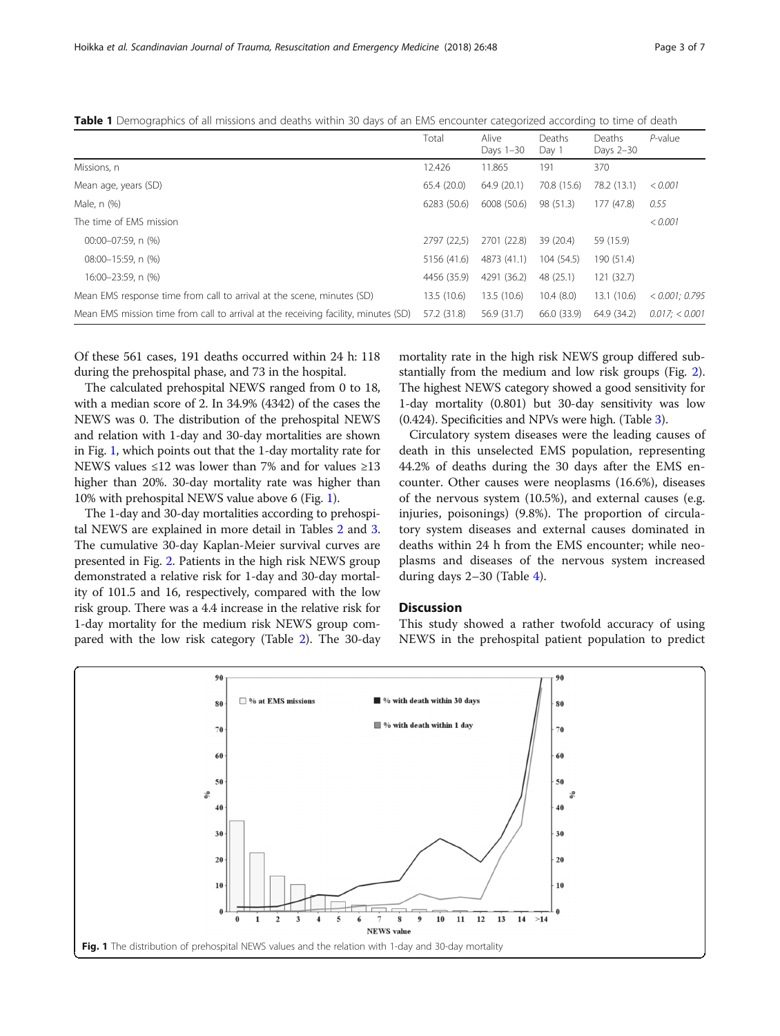**Table 1** Demographics of all missions and deaths within 30 days of an EMS encounter categorized according to time of death

| | Total | Alive Days 1–30 | Deaths Day 1 | Deaths Days 2–30 | *P*-value |
|---|---|---|---|---|---|
| Missions, n | 12.426 | 11.865 | 191 | 370 | |
| Mean age, years (SD) | 65.4 (20.0) | 64.9 (20.1) | 70.8 (15.6) | 78.2 (13.1) | *< 0.001* |
| Male, n (%) | 6283 (50.6) | 6008 (50.6) | 98 (51.3) | 177 (47.8) | *0.55* |
| The time of EMS mission | | | | | *< 0.001* |
| 00:00–07:59, n (%) | 2797 (22,5) | 2701 (22.8) | 39 (20.4) | 59 (15.9) | |
| 08:00–15:59, n (%) | 5156 (41.6) | 4873 (41.1) | 104 (54.5) | 190 (51.4) | |
| 16:00–23:59, n (%) | 4456 (35.9) | 4291 (36.2) | 48 (25.1) | 121 (32.7) | |
| Mean EMS response time from call to arrival at the scene, minutes (SD) | 13.5 (10.6) | 13.5 (10.6) | 10.4 (8.0) | 13.1 (10.6) | *< 0.001; 0.795* |
| Mean EMS mission time from call to arrival at the receiving facility, minutes (SD) | 57.2 (31.8) | 56.9 (31.7) | 66.0 (33.9) | 64.9 (34.2) | *0.017; < 0.001* |

Of these 561 cases, 191 deaths occurred within 24 h: 118 during the prehospital phase, and 73 in the hospital.

The calculated prehospital NEWS ranged from 0 to 18, with a median score of 2. In 34.9% (4342) of the cases the NEWS was 0. The distribution of the prehospital NEWS and relation with 1-day and 30-day mortalities are shown in Fig. 1, which points out that the 1-day mortality rate for NEWS values ≤12 was lower than 7% and for values ≥13 higher than 20%. 30-day mortality rate was higher than 10% with prehospital NEWS value above 6 (Fig. 1).

The 1-day and 30-day mortalities according to prehospital NEWS are explained in more detail in Tables 2 and 3. The cumulative 30-day Kaplan-Meier survival curves are presented in Fig. 2. Patients in the high risk NEWS group demonstrated a relative risk for 1-day and 30-day mortality of 101.5 and 16, respectively, compared with the low risk group. There was a 4.4 increase in the relative risk for 1-day mortality for the medium risk NEWS group compared with the low risk category (Table 2). The 30-day mortality rate in the high risk NEWS group differed substantially from the medium and low risk groups (Fig. 2). The highest NEWS category showed a good sensitivity for 1-day mortality (0.801) but 30-day sensitivity was low (0.424). Specificities and NPVs were high. (Table 3).

Circulatory system diseases were the leading causes of death in this unselected EMS population, representing 44.2% of deaths during the 30 days after the EMS encounter. Other causes were neoplasms (16.6%), diseases of the nervous system (10.5%), and external causes (e.g. injuries, poisonings) (9.8%). The proportion of circulatory system diseases and external causes dominated in deaths within 24 h from the EMS encounter; while neoplasms and diseases of the nervous system increased during days 2–30 (Table 4).

## Discussion

This study showed a rather twofold accuracy of using NEWS in the prehospital patient population to predict

**Fig. 1** The distribution of prehospital NEWS values and the relation with 1-day and 30-day mortality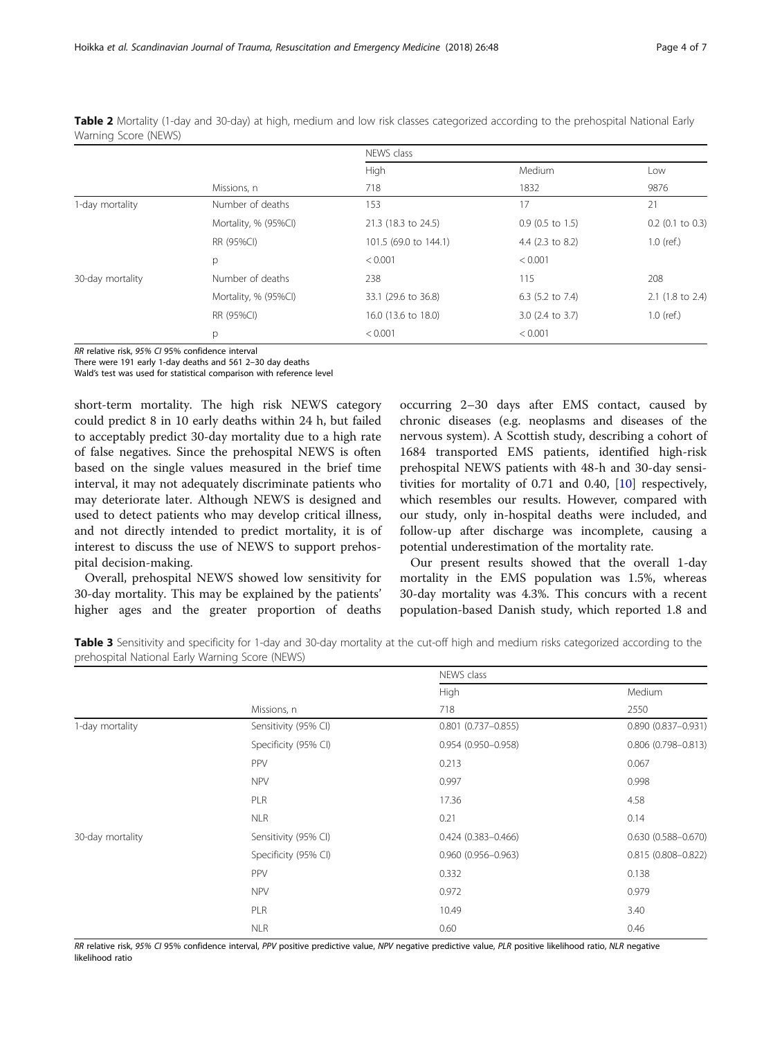**Table 2** Mortality (1-day and 30-day) at high, medium and low risk classes categorized according to the prehospital National Early Warning Score (NEWS)

| | | NEWS class | | |
|---|---|---|---|---|
| | | High | Medium | Low |
| | Missions, n | 718 | 1832 | 9876 |
| 1-day mortality | Number of deaths | 153 | 17 | 21 |
| | Mortality, % (95%CI) | 21.3 (18.3 to 24.5) | 0.9 (0.5 to 1.5) | 0.2 (0.1 to 0.3) |
| | RR (95%CI) | 101.5 (69.0 to 144.1) | 4.4 (2.3 to 8.2) | 1.0 (ref.) |
| | p | < 0.001 | < 0.001 | |
| 30-day mortality | Number of deaths | 238 | 115 | 208 |
| | Mortality, % (95%CI) | 33.1 (29.6 to 36.8) | 6.3 (5.2 to 7.4) | 2.1 (1.8 to 2.4) |
| | RR (95%CI) | 16.0 (13.6 to 18.0) | 3.0 (2.4 to 3.7) | 1.0 (ref.) |
| | p | < 0.001 | < 0.001 | |

*RR* relative risk, *95% CI* 95% confidence interval
There were 191 early 1-day deaths and 561 2–30 day deaths
Wald's test was used for statistical comparison with reference level

short-term mortality. The high risk NEWS category could predict 8 in 10 early deaths within 24 h, but failed to acceptably predict 30-day mortality due to a high rate of false negatives. Since the prehospital NEWS is often based on the single values measured in the brief time interval, it may not adequately discriminate patients who may deteriorate later. Although NEWS is designed and used to detect patients who may develop critical illness, and not directly intended to predict mortality, it is of interest to discuss the use of NEWS to support prehospital decision-making.

Overall, prehospital NEWS showed low sensitivity for 30-day mortality. This may be explained by the patients' higher ages and the greater proportion of deaths occurring 2–30 days after EMS contact, caused by chronic diseases (e.g. neoplasms and diseases of the nervous system). A Scottish study, describing a cohort of 1684 transported EMS patients, identified high-risk prehospital NEWS patients with 48-h and 30-day sensitivities for mortality of 0.71 and 0.40, [10] respectively, which resembles our results. However, compared with our study, only in-hospital deaths were included, and follow-up after discharge was incomplete, causing a potential underestimation of the mortality rate.

Our present results showed that the overall 1-day mortality in the EMS population was 1.5%, whereas 30-day mortality was 4.3%. This concurs with a recent population-based Danish study, which reported 1.8 and

**Table 3** Sensitivity and specificity for 1-day and 30-day mortality at the cut-off high and medium risks categorized according to the prehospital National Early Warning Score (NEWS)

| | | NEWS class | |
|---|---|---|---|
| | | High | Medium |
| | Missions, n | 718 | 2550 |
| 1-day mortality | Sensitivity (95% CI) | 0.801 (0.737–0.855) | 0.890 (0.837–0.931) |
| | Specificity (95% CI) | 0.954 (0.950–0.958) | 0.806 (0.798–0.813) |
| | PPV | 0.213 | 0.067 |
| | NPV | 0.997 | 0.998 |
| | PLR | 17.36 | 4.58 |
| | NLR | 0.21 | 0.14 |
| 30-day mortality | Sensitivity (95% CI) | 0.424 (0.383–0.466) | 0.630 (0.588–0.670) |
| | Specificity (95% CI) | 0.960 (0.956–0.963) | 0.815 (0.808–0.822) |
| | PPV | 0.332 | 0.138 |
| | NPV | 0.972 | 0.979 |
| | PLR | 10.49 | 3.40 |
| | NLR | 0.60 | 0.46 |

*RR* relative risk, *95% CI* 95% confidence interval, *PPV* positive predictive value, *NPV* negative predictive value, *PLR* positive likelihood ratio, *NLR* negative likelihood ratio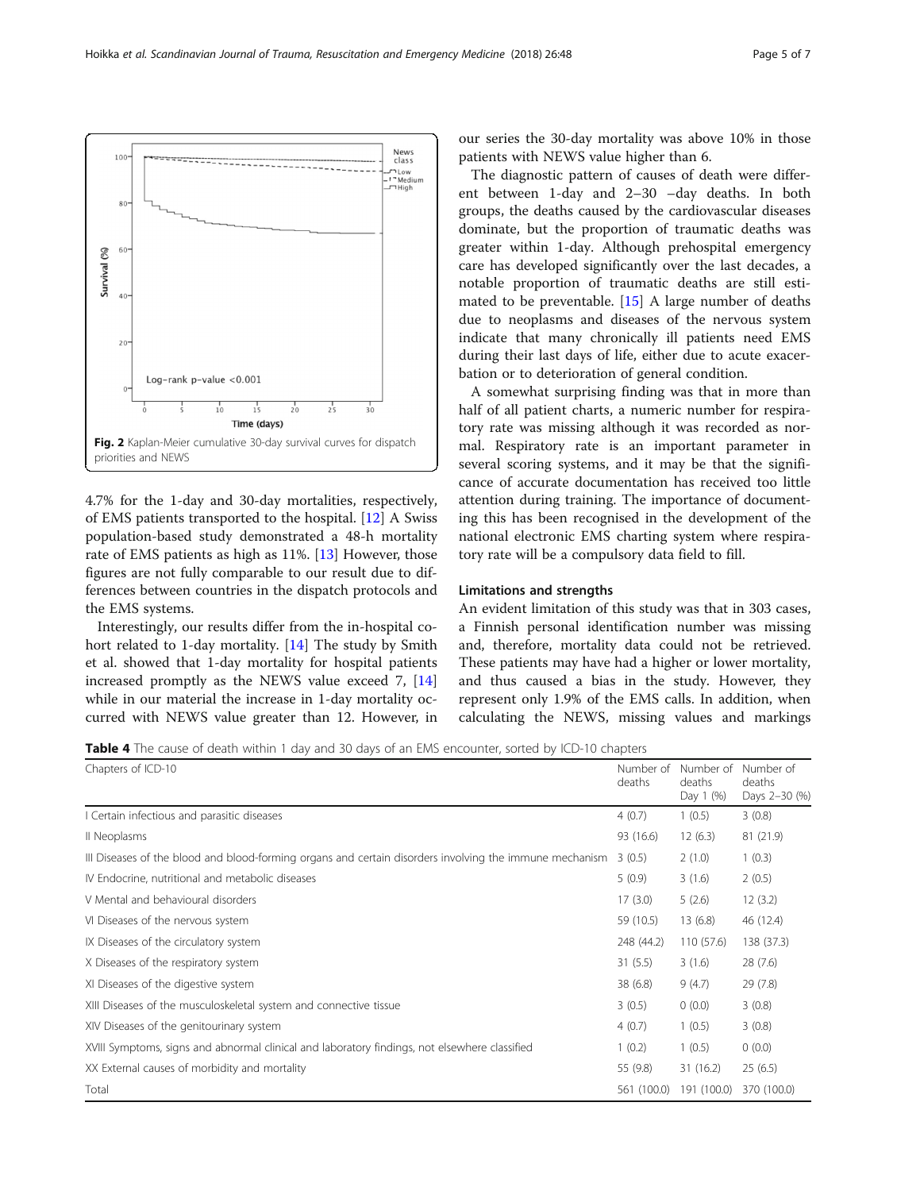Fig. 2 Kaplan-Meier cumulative 30-day survival curves for dispatch priorities and NEWS

4.7% for the 1-day and 30-day mortalities, respectively, of EMS patients transported to the hospital. [12] A Swiss population-based study demonstrated a 48-h mortality rate of EMS patients as high as 11%. [13] However, those figures are not fully comparable to our result due to differences between countries in the dispatch protocols and the EMS systems.

Interestingly, our results differ from the in-hospital cohort related to 1-day mortality. [14] The study by Smith et al. showed that 1-day mortality for hospital patients increased promptly as the NEWS value exceed 7, [14] while in our material the increase in 1-day mortality occurred with NEWS value greater than 12. However, in our series the 30-day mortality was above 10% in those patients with NEWS value higher than 6.

The diagnostic pattern of causes of death were different between 1-day and 2–30 –day deaths. In both groups, the deaths caused by the cardiovascular diseases dominate, but the proportion of traumatic deaths was greater within 1-day. Although prehospital emergency care has developed significantly over the last decades, a notable proportion of traumatic deaths are still estimated to be preventable. [15] A large number of deaths due to neoplasms and diseases of the nervous system indicate that many chronically ill patients need EMS during their last days of life, either due to acute exacerbation or to deterioration of general condition.

A somewhat surprising finding was that in more than half of all patient charts, a numeric number for respiratory rate was missing although it was recorded as normal. Respiratory rate is an important parameter in several scoring systems, and it may be that the significance of accurate documentation has received too little attention during training. The importance of documenting this has been recognised in the development of the national electronic EMS charting system where respiratory rate will be a compulsory data field to fill.

### Limitations and strengths

An evident limitation of this study was that in 303 cases, a Finnish personal identification number was missing and, therefore, mortality data could not be retrieved. These patients may have had a higher or lower mortality, and thus caused a bias in the study. However, they represent only 1.9% of the EMS calls. In addition, when calculating the NEWS, missing values and markings

**Table 4** The cause of death within 1 day and 30 days of an EMS encounter, sorted by ICD-10 chapters

| Chapters of ICD-10 | Number of deaths | Number of deaths Day 1 (%) | Number of deaths Days 2–30 (%) |
|---|---|---|---|
| I Certain infectious and parasitic diseases | 4 (0.7) | 1 (0.5) | 3 (0.8) |
| II Neoplasms | 93 (16.6) | 12 (6.3) | 81 (21.9) |
| III Diseases of the blood and blood-forming organs and certain disorders involving the immune mechanism | 3 (0.5) | 2 (1.0) | 1 (0.3) |
| IV Endocrine, nutritional and metabolic diseases | 5 (0.9) | 3 (1.6) | 2 (0.5) |
| V Mental and behavioural disorders | 17 (3.0) | 5 (2.6) | 12 (3.2) |
| VI Diseases of the nervous system | 59 (10.5) | 13 (6.8) | 46 (12.4) |
| IX Diseases of the circulatory system | 248 (44.2) | 110 (57.6) | 138 (37.3) |
| X Diseases of the respiratory system | 31 (5.5) | 3 (1.6) | 28 (7.6) |
| XI Diseases of the digestive system | 38 (6.8) | 9 (4.7) | 29 (7.8) |
| XIII Diseases of the musculoskeletal system and connective tissue | 3 (0.5) | 0 (0.0) | 3 (0.8) |
| XIV Diseases of the genitourinary system | 4 (0.7) | 1 (0.5) | 3 (0.8) |
| XVIII Symptoms, signs and abnormal clinical and laboratory findings, not elsewhere classified | 1 (0.2) | 1 (0.5) | 0 (0.0) |
| XX External causes of morbidity and mortality | 55 (9.8) | 31 (16.2) | 25 (6.5) |
| Total | 561 (100.0) | 191 (100.0) | 370 (100.0) |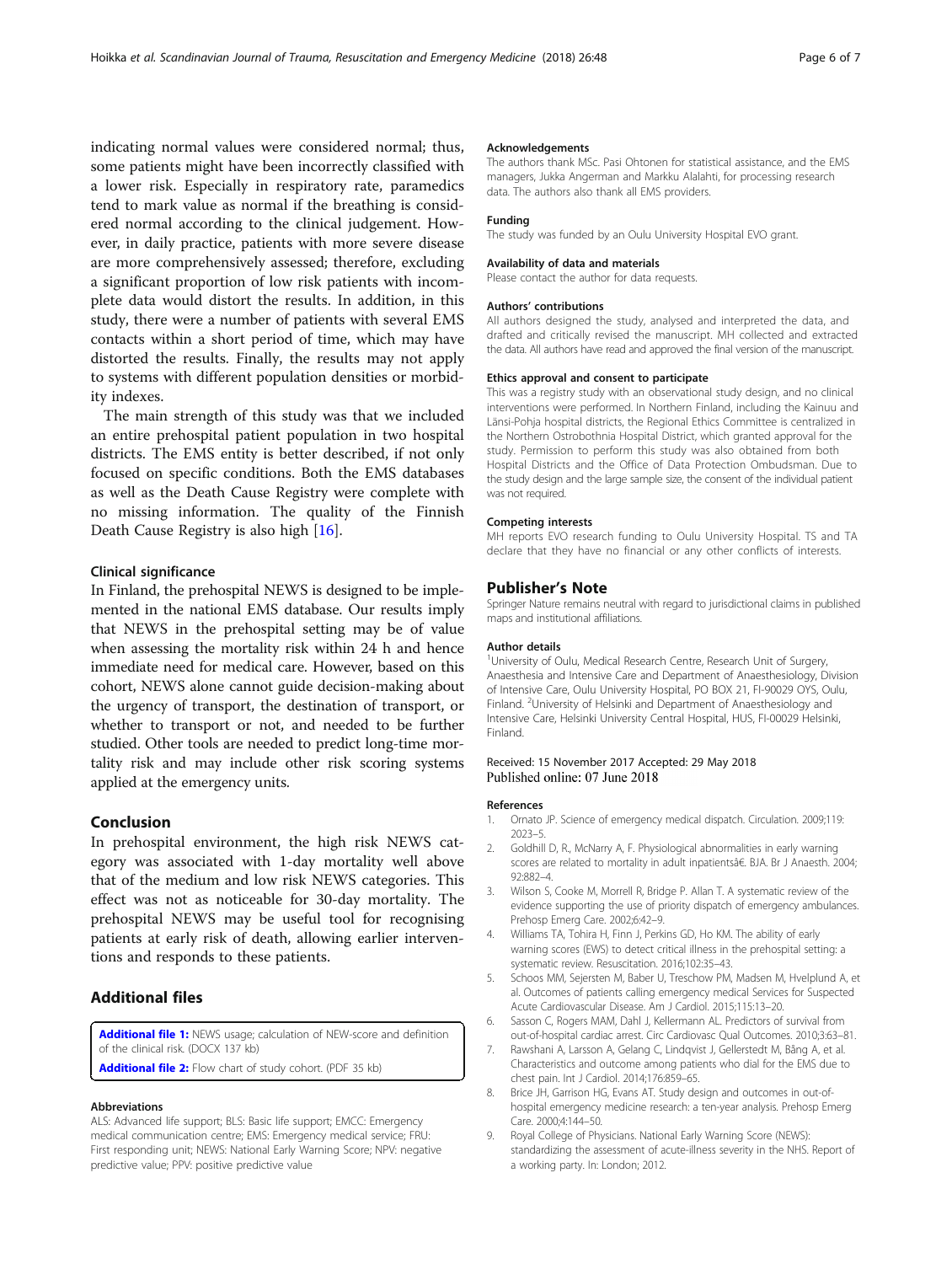indicating normal values were considered normal; thus, some patients might have been incorrectly classified with a lower risk. Especially in respiratory rate, paramedics tend to mark value as normal if the breathing is considered normal according to the clinical judgement. However, in daily practice, patients with more severe disease are more comprehensively assessed; therefore, excluding a significant proportion of low risk patients with incomplete data would distort the results. In addition, in this study, there were a number of patients with several EMS contacts within a short period of time, which may have distorted the results. Finally, the results may not apply to systems with different population densities or morbidity indexes.

The main strength of this study was that we included an entire prehospital patient population in two hospital districts. The EMS entity is better described, if not only focused on specific conditions. Both the EMS databases as well as the Death Cause Registry were complete with no missing information. The quality of the Finnish Death Cause Registry is also high [16].

### Clinical significance

In Finland, the prehospital NEWS is designed to be implemented in the national EMS database. Our results imply that NEWS in the prehospital setting may be of value when assessing the mortality risk within 24 h and hence immediate need for medical care. However, based on this cohort, NEWS alone cannot guide decision-making about the urgency of transport, the destination of transport, or whether to transport or not, and needed to be further studied. Other tools are needed to predict long-time mortality risk and may include other risk scoring systems applied at the emergency units.

## Conclusion

In prehospital environment, the high risk NEWS category was associated with 1-day mortality well above that of the medium and low risk NEWS categories. This effect was not as noticeable for 30-day mortality. The prehospital NEWS may be useful tool for recognising patients at early risk of death, allowing earlier interventions and responds to these patients.

## Additional files

**Additional file 1:** NEWS usage; calculation of NEW-score and definition of the clinical risk. (DOCX 137 kb)

**Additional file 2:** Flow chart of study cohort. (PDF 35 kb)

#### Abbreviations

ALS: Advanced life support; BLS: Basic life support; EMCC: Emergency medical communication centre; EMS: Emergency medical service; FRU: First responding unit; NEWS: National Early Warning Score; NPV: negative predictive value; PPV: positive predictive value

#### Acknowledgements

The authors thank MSc. Pasi Ohtonen for statistical assistance, and the EMS managers, Jukka Angerman and Markku Alalahti, for processing research data. The authors also thank all EMS providers.

#### Funding

The study was funded by an Oulu University Hospital EVO grant.

#### Availability of data and materials

Please contact the author for data requests.

#### Authors' contributions

All authors designed the study, analysed and interpreted the data, and drafted and critically revised the manuscript. MH collected and extracted the data. All authors have read and approved the final version of the manuscript.

#### Ethics approval and consent to participate

This was a registry study with an observational study design, and no clinical interventions were performed. In Northern Finland, including the Kainuu and Länsi-Pohja hospital districts, the Regional Ethics Committee is centralized in the Northern Ostrobothnia Hospital District, which granted approval for the study. Permission to perform this study was also obtained from both Hospital Districts and the Office of Data Protection Ombudsman. Due to the study design and the large sample size, the consent of the individual patient was not required.

#### Competing interests

MH reports EVO research funding to Oulu University Hospital. TS and TA declare that they have no financial or any other conflicts of interests.

## Publisher's Note

Springer Nature remains neutral with regard to jurisdictional claims in published maps and institutional affiliations.

#### Author details

[1]University of Oulu, Medical Research Centre, Research Unit of Surgery, Anaesthesia and Intensive Care and Department of Anaesthesiology, Division of Intensive Care, Oulu University Hospital, PO BOX 21, FI-90029 OYS, Oulu, Finland. [2]University of Helsinki and Department of Anaesthesiology and Intensive Care, Helsinki University Central Hospital, HUS, FI-00029 Helsinki, Finland.

Received: 15 November 2017 Accepted: 29 May 2018
Published online: 07 June 2018

#### References

1. Ornato JP. Science of emergency medical dispatch. Circulation. 2009;119:2023–5.
2. Goldhill D, R., McNarry A, F. Physiological abnormalities in early warning scores are related to mortality in adult inpatientsâ€. BJA. Br J Anaesth. 2004;92:882–4.
3. Wilson S, Cooke M, Morrell R, Bridge P. Allan T. A systematic review of the evidence supporting the use of priority dispatch of emergency ambulances. Prehosp Emerg Care. 2002;6:42–9.
4. Williams TA, Tohira H, Finn J, Perkins GD, Ho KM. The ability of early warning scores (EWS) to detect critical illness in the prehospital setting: a systematic review. Resuscitation. 2016;102:35–43.
5. Schoos MM, Sejersten M, Baber U, Treschow PM, Madsen M, Hvelplund A, et al. Outcomes of patients calling emergency medical Services for Suspected Acute Cardiovascular Disease. Am J Cardiol. 2015;115:13–20.
6. Sasson C, Rogers MAM, Dahl J, Kellermann AL. Predictors of survival from out-of-hospital cardiac arrest. Circ Cardiovasc Qual Outcomes. 2010;3:63–81.
7. Rawshani A, Larsson A, Gelang C, Lindqvist J, Gellerstedt M, Bång A, et al. Characteristics and outcome among patients who dial for the EMS due to chest pain. Int J Cardiol. 2014;176:859–65.
8. Brice JH, Garrison HG, Evans AT. Study design and outcomes in out-of-hospital emergency medicine research: a ten-year analysis. Prehosp Emerg Care. 2000;4:144–50.
9. Royal College of Physicians. National Early Warning Score (NEWS): standardizing the assessment of acute-illness severity in the NHS. Report of a working party. In: London; 2012.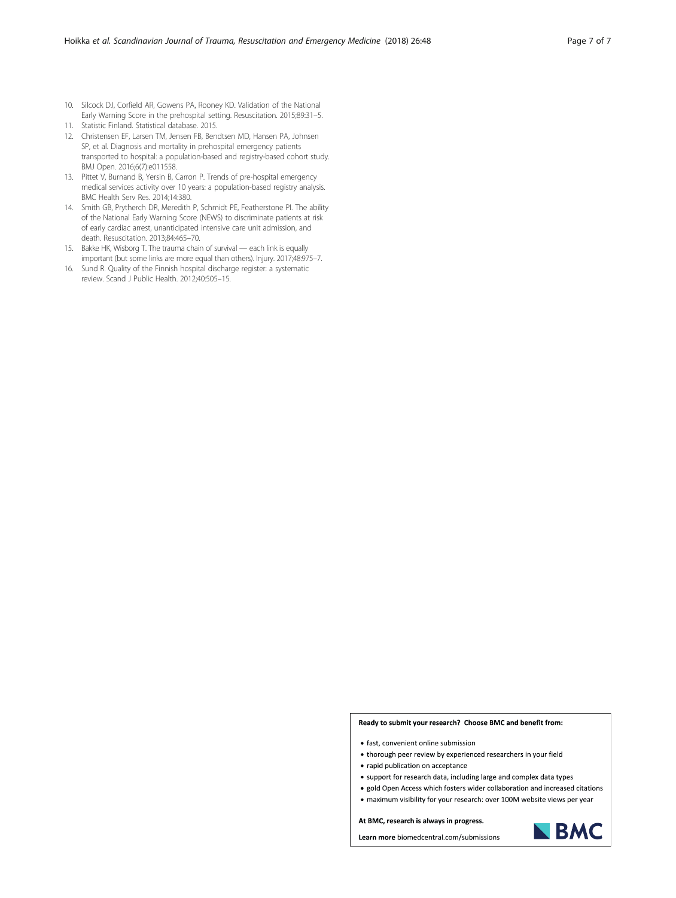10. Silcock DJ, Corfield AR, Gowens PA, Rooney KD. Validation of the National Early Warning Score in the prehospital setting. Resuscitation. 2015;89:31–5.
11. Statistic Finland. Statistical database. 2015.
12. Christensen EF, Larsen TM, Jensen FB, Bendtsen MD, Hansen PA, Johnsen SP, et al. Diagnosis and mortality in prehospital emergency patients transported to hospital: a population-based and registry-based cohort study. BMJ Open. 2016;6(7):e011558.
13. Pittet V, Burnand B, Yersin B, Carron P. Trends of pre-hospital emergency medical services activity over 10 years: a population-based registry analysis. BMC Health Serv Res. 2014;14:380.
14. Smith GB, Prytherch DR, Meredith P, Schmidt PE, Featherstone PI. The ability of the National Early Warning Score (NEWS) to discriminate patients at risk of early cardiac arrest, unanticipated intensive care unit admission, and death. Resuscitation. 2013;84:465–70.
15. Bakke HK, Wisborg T. The trauma chain of survival — each link is equally important (but some links are more equal than others). Injury. 2017;48:975–7.
16. Sund R. Quality of the Finnish hospital discharge register: a systematic review. Scand J Public Health. 2012;40:505–15.

**Ready to submit your research? Choose BMC and benefit from:**

- fast, convenient online submission
- thorough peer review by experienced researchers in your field
- rapid publication on acceptance
- support for research data, including large and complex data types
- gold Open Access which fosters wider collaboration and increased citations
- maximum visibility for your research: over 100M website views per year

**At BMC, research is always in progress.**

**Learn more** biomedcentral.com/submissions

BMC